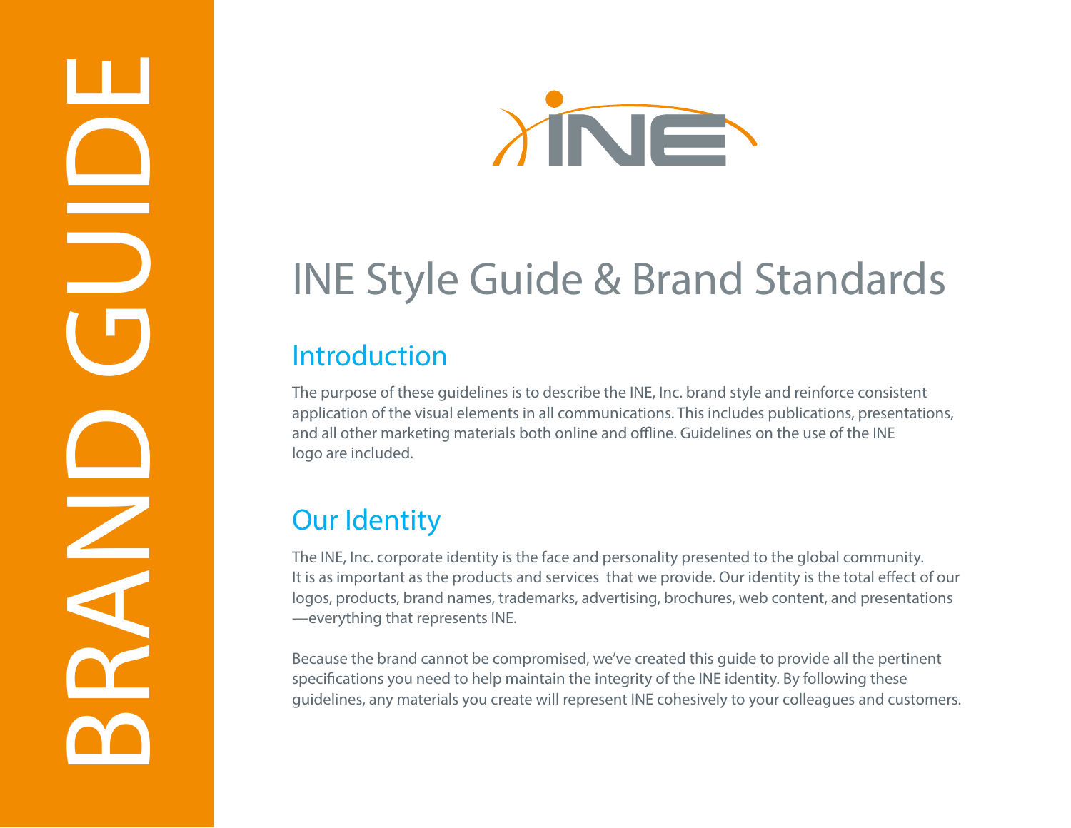BRAND GUIDE

# INE Style Guide & Brand Standards

## Introduction

The purpose of these guidelines is to describe the INE, Inc. brand style and reinforce consistent application of the visual elements in all communications. This includes publications, presentations, and all other marketing materials both online and offline. Guidelines on the use of the INE logo are included.

## Our Identity

The INE, Inc. corporate identity is the face and personality presented to the global community. It is as important as the products and services that we provide. Our identity is the total effect of our logos, products, brand names, trademarks, advertising, brochures, web content, and presentations —everything that represents INE.

Because the brand cannot be compromised, we've created this guide to provide all the pertinent specifications you need to help maintain the integrity of the INE identity. By following these guidelines, any materials you create will represent INE cohesively to your colleagues and customers.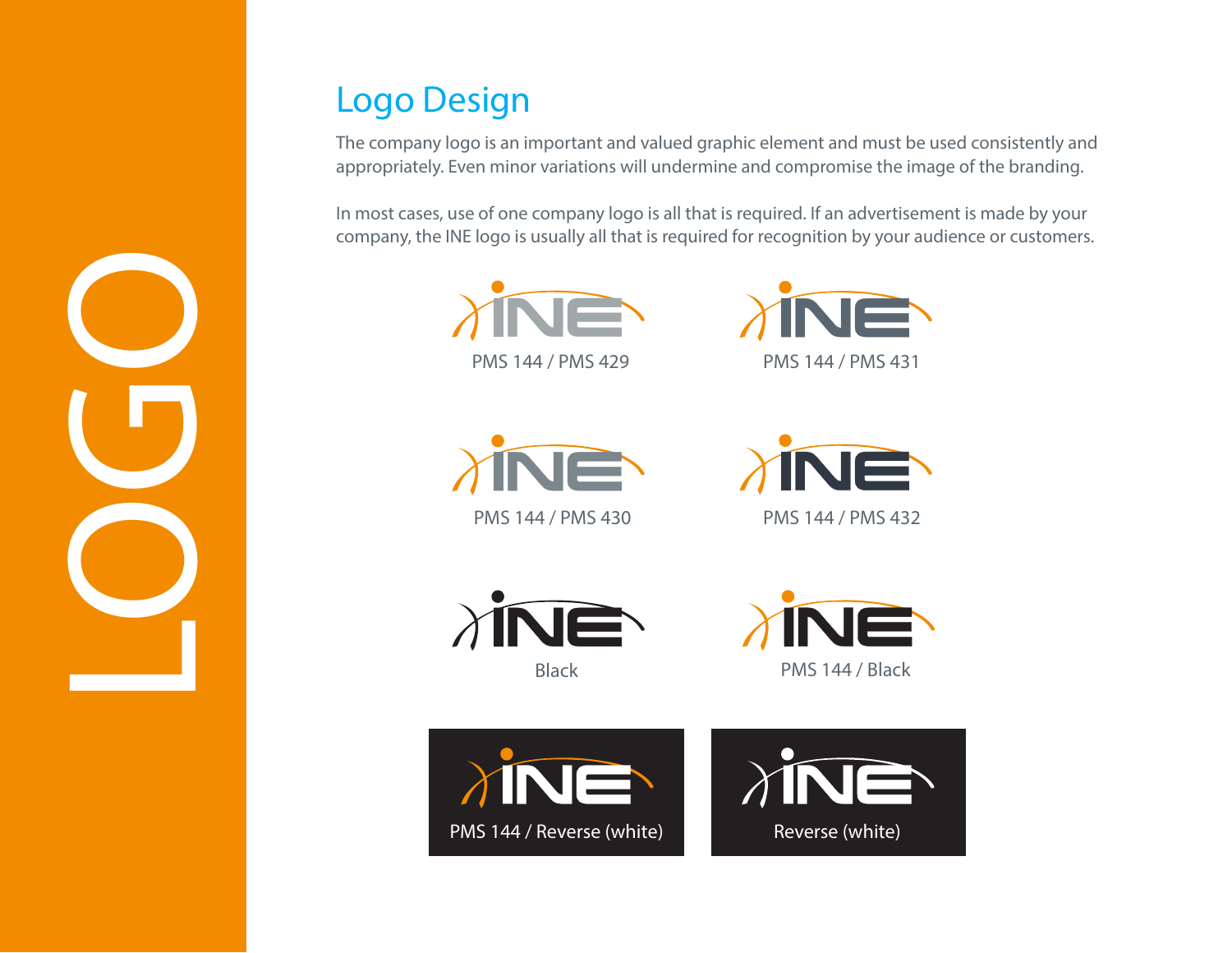# LOGO

## Logo Design

The company logo is an important and valued graphic element and must be used consistently and appropriately. Even minor variations will undermine and compromise the image of the branding.

In most cases, use of one company logo is all that is required. If an advertisement is made by your company, the INE logo is usually all that is required for recognition by your audience or customers.

PMS 144 / PMS 429

PMS 144 / PMS 431

PMS 144 / PMS 430

PMS 144 / PMS 432

Black

PMS 144 / Black

PMS 144 / Reverse (white)

Reverse (white)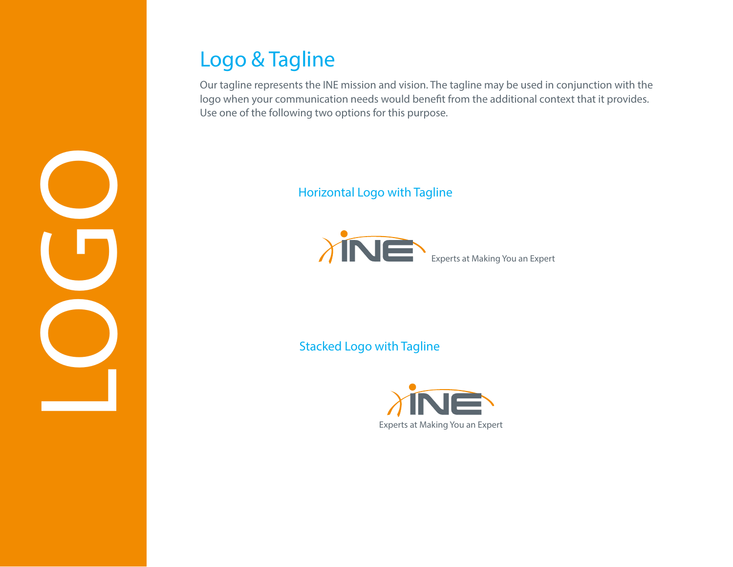LOGO

# Logo & Tagline

Our tagline represents the INE mission and vision. The tagline may be used in conjunction with the logo when your communication needs would benefit from the additional context that it provides. Use one of the following two options for this purpose.

## Horizontal Logo with Tagline

INE Experts at Making You an Expert

## Stacked Logo with Tagline

INE

Experts at Making You an Expert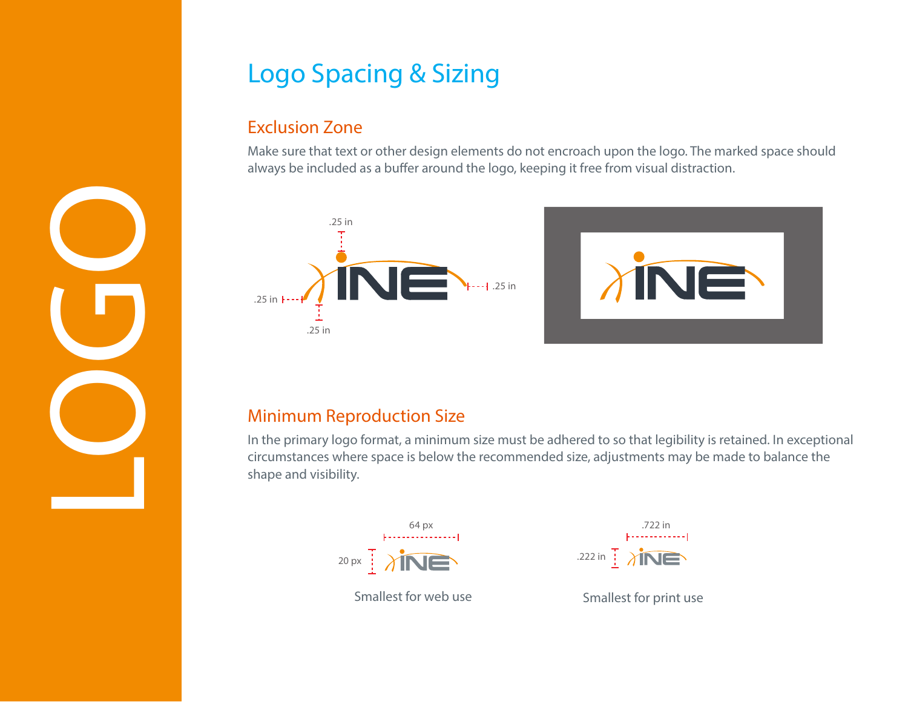# Logo Spacing & Sizing

## Exclusion Zone

Make sure that text or other design elements do not encroach upon the logo. The marked space should always be included as a buffer around the logo, keeping it free from visual distraction.

.25 in

.25 in

.25 in

.25 in

## Minimum Reproduction Size

In the primary logo format, a minimum size must be adhered to so that legibility is retained. In exceptional circumstances where space is below the recommended size, adjustments may be made to balance the shape and visibility.

64 px

20 px

Smallest for web use

.722 in

.222 in

Smallest for print use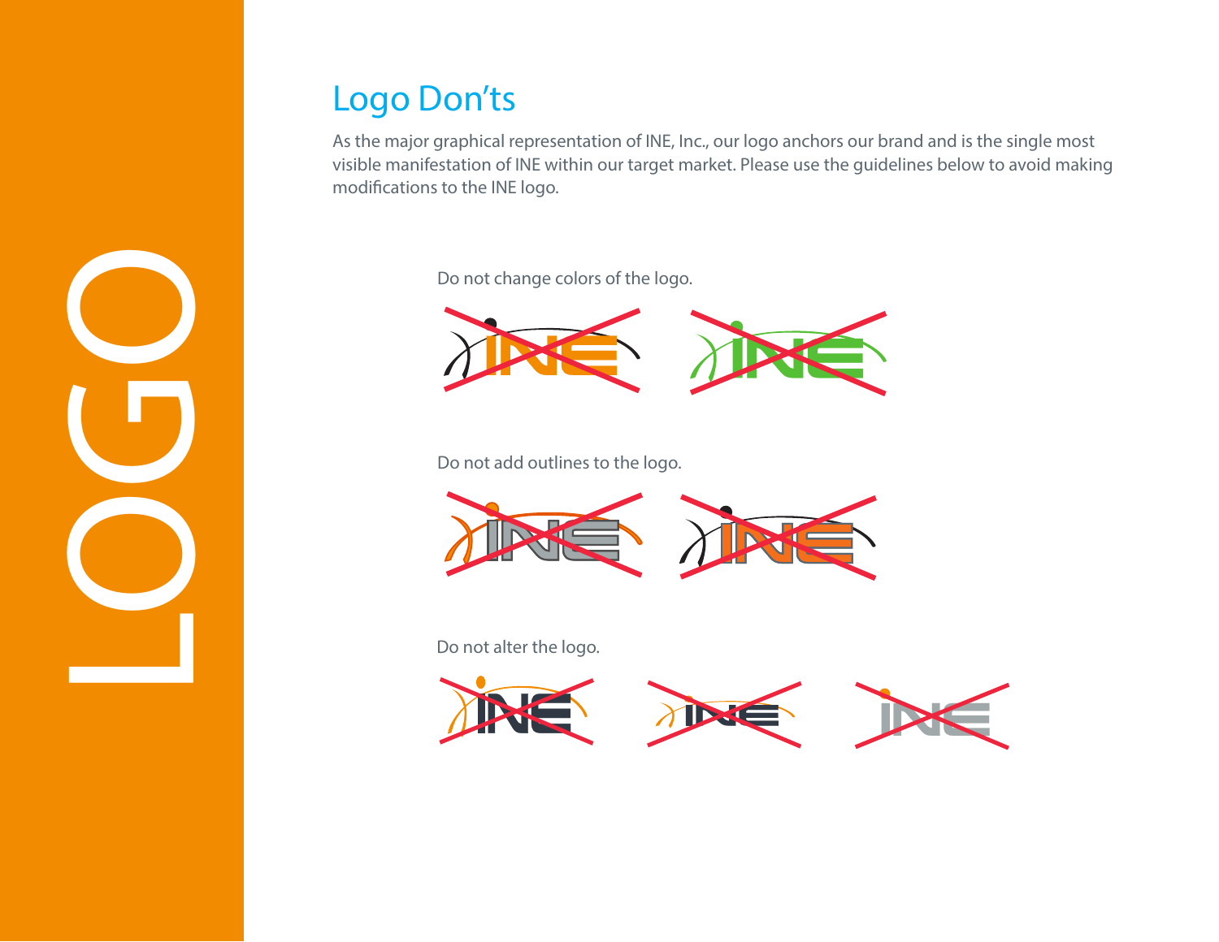LOGO

## Logo Don'ts

As the major graphical representation of INE, Inc., our logo anchors our brand and is the single most visible manifestation of INE within our target market. Please use the guidelines below to avoid making modifications to the INE logo.

Do not change colors of the logo.

Do not add outlines to the logo.

Do not alter the logo.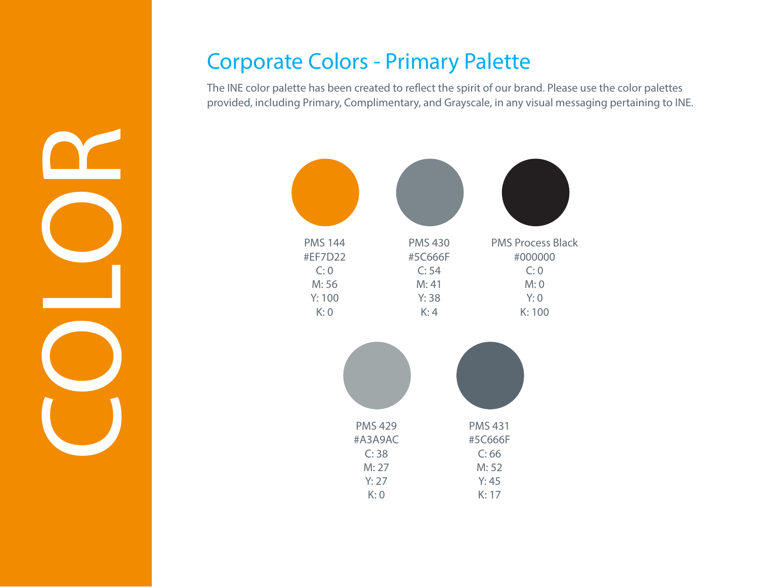COLOR

## Corporate Colors - Primary Palette

The INE color palette has been created to reflect the spirit of our brand. Please use the color palettes provided, including Primary, Complimentary, and Grayscale, in any visual messaging pertaining to INE.

PMS 144
#EF7D22
C: 0
M: 56
Y: 100
K: 0

PMS 430
#5C666F
C: 54
M: 41
Y: 38
K: 4

PMS Process Black
#000000
C: 0
M: 0
Y: 0
K: 100

PMS 429
#A3A9AC
C: 38
M: 27
Y: 27
K: 0

PMS 431
#5C666F
C: 66
M: 52
Y: 45
K: 17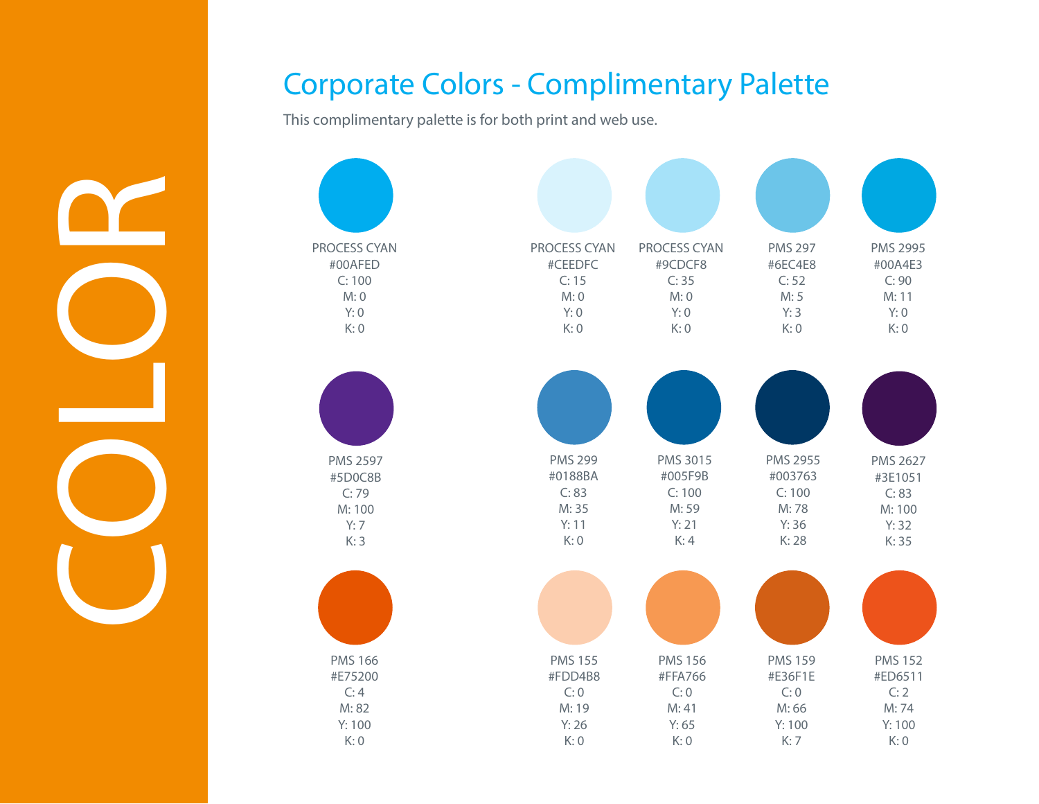# COLOR

## Corporate Colors - Complimentary Palette

This complimentary palette is for both print and web use.

| Name | Hex | C | M | Y | K |
| --- | --- | --- | --- | --- | --- |
| PROCESS CYAN | #00AFED | 100 | 0 | 0 | 0 |
| PROCESS CYAN | #CEEDFC | 15 | 0 | 0 | 0 |
| PROCESS CYAN | #9CDCF8 | 35 | 0 | 0 | 0 |
| PMS 297 | #6EC4E8 | 52 | 5 | 3 | 0 |
| PMS 2995 | #00A4E3 | 90 | 11 | 0 | 0 |
| PMS 2597 | #5D0C8B | 79 | 100 | 7 | 3 |
| PMS 299 | #0188BA | 83 | 35 | 11 | 0 |
| PMS 3015 | #005F9B | 100 | 59 | 21 | 4 |
| PMS 2955 | #003763 | 100 | 78 | 36 | 28 |
| PMS 2627 | #3E1051 | 83 | 100 | 32 | 35 |
| PMS 166 | #E75200 | 4 | 82 | 100 | 0 |
| PMS 155 | #FDD4B8 | 0 | 19 | 26 | 0 |
| PMS 156 | #FFA766 | 0 | 41 | 65 | 0 |
| PMS 159 | #E36F1E | 0 | 66 | 100 | 7 |
| PMS 152 | #ED6511 | 2 | 74 | 100 | 0 |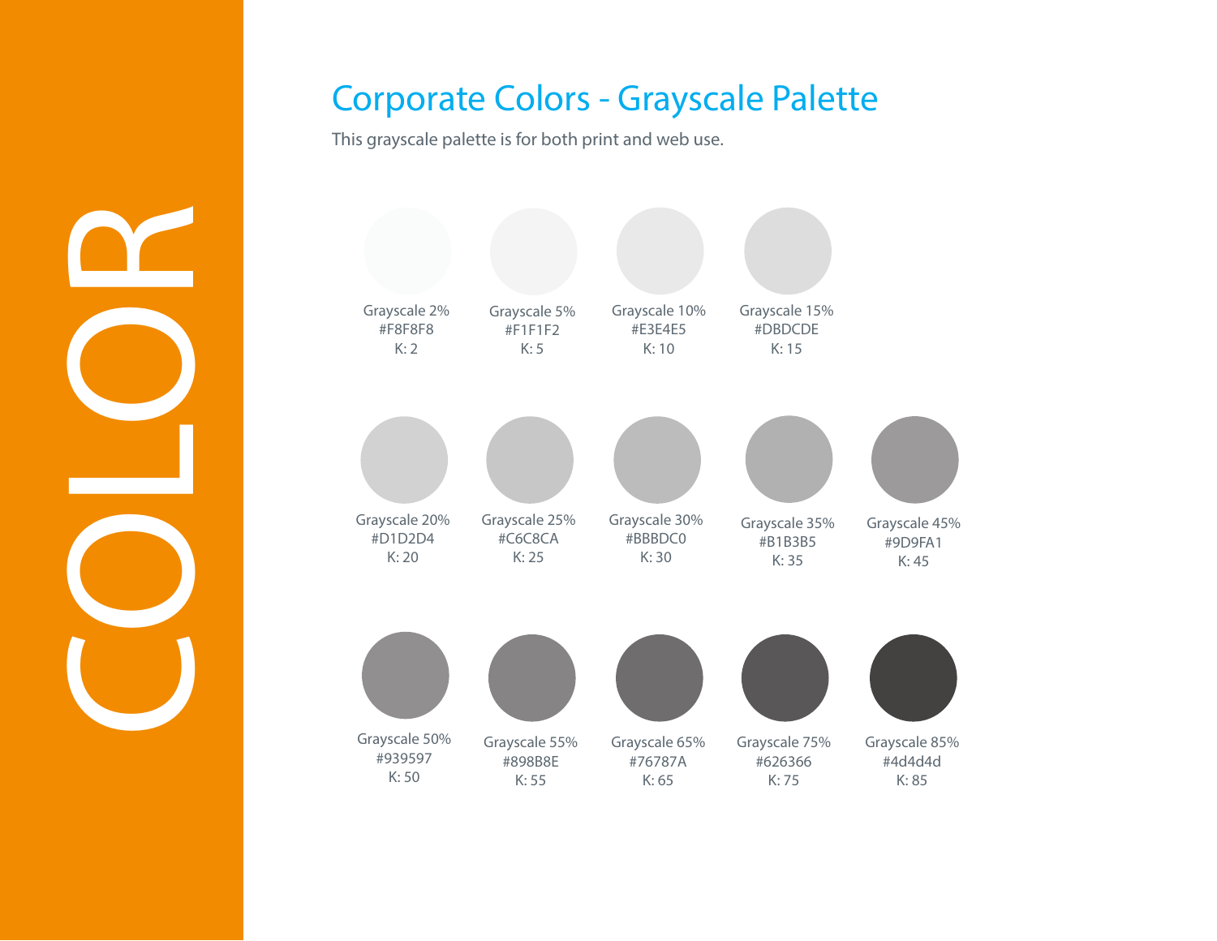COLOR

## Corporate Colors - Grayscale Palette

This grayscale palette is for both print and web use.

Grayscale 2%
#F8F8F8
K: 2

Grayscale 5%
#F1F1F2
K: 5

Grayscale 10%
#E3E4E5
K: 10

Grayscale 15%
#DBDCDE
K: 15

Grayscale 20%
#D1D2D4
K: 20

Grayscale 25%
#C6C8CA
K: 25

Grayscale 30%
#BBBDC0
K: 30

Grayscale 35%
#B1B3B5
K: 35

Grayscale 45%
#9D9FA1
K: 45

Grayscale 50%
#939597
K: 50

Grayscale 55%
#898B8E
K: 55

Grayscale 65%
#76787A
K: 65

Grayscale 75%
#626366
K: 75

Grayscale 85%
#4d4d4d
K: 85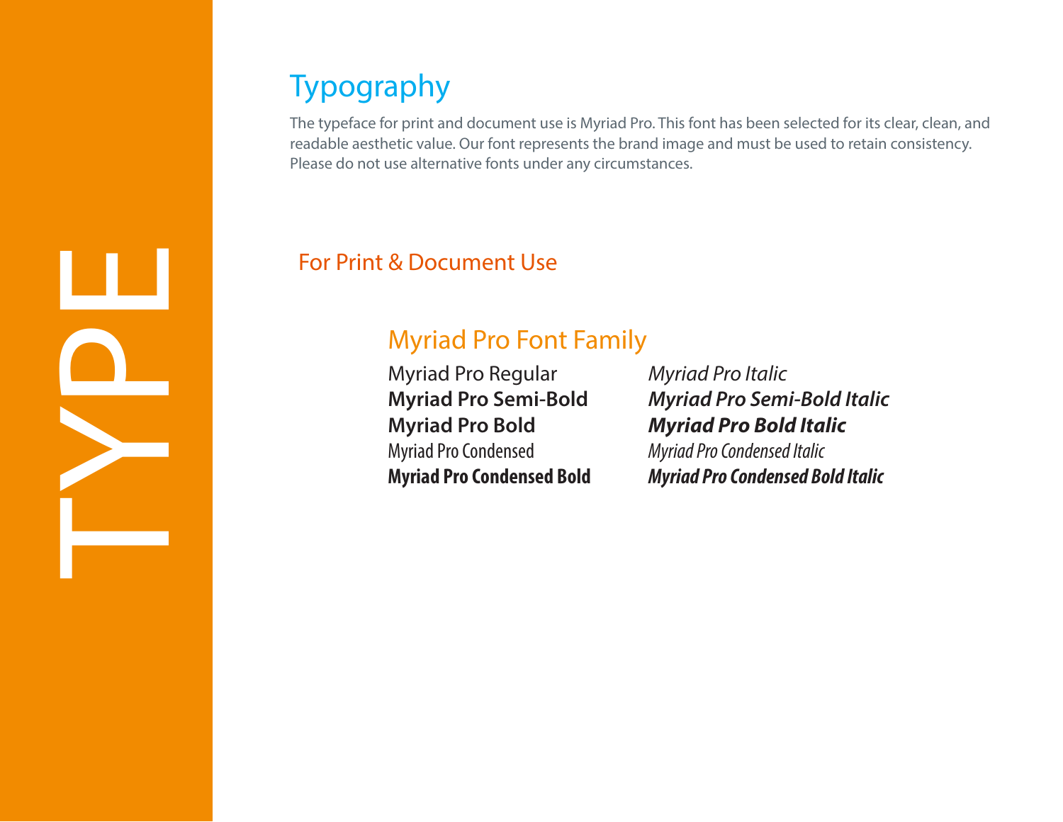TYPE

# Typography

The typeface for print and document use is Myriad Pro. This font has been selected for its clear, clean, and readable aesthetic value. Our font represents the brand image and must be used to retain consistency. Please do not use alternative fonts under any circumstances.

## For Print & Document Use

### Myriad Pro Font Family

Myriad Pro Regular
**Myriad Pro Semi-Bold**
**Myriad Pro Bold**
Myriad Pro Condensed
**Myriad Pro Condensed Bold**

*Myriad Pro Italic*
***Myriad Pro Semi-Bold Italic***
***Myriad Pro Bold Italic***
*Myriad Pro Condensed Italic*
***Myriad Pro Condensed Bold Italic***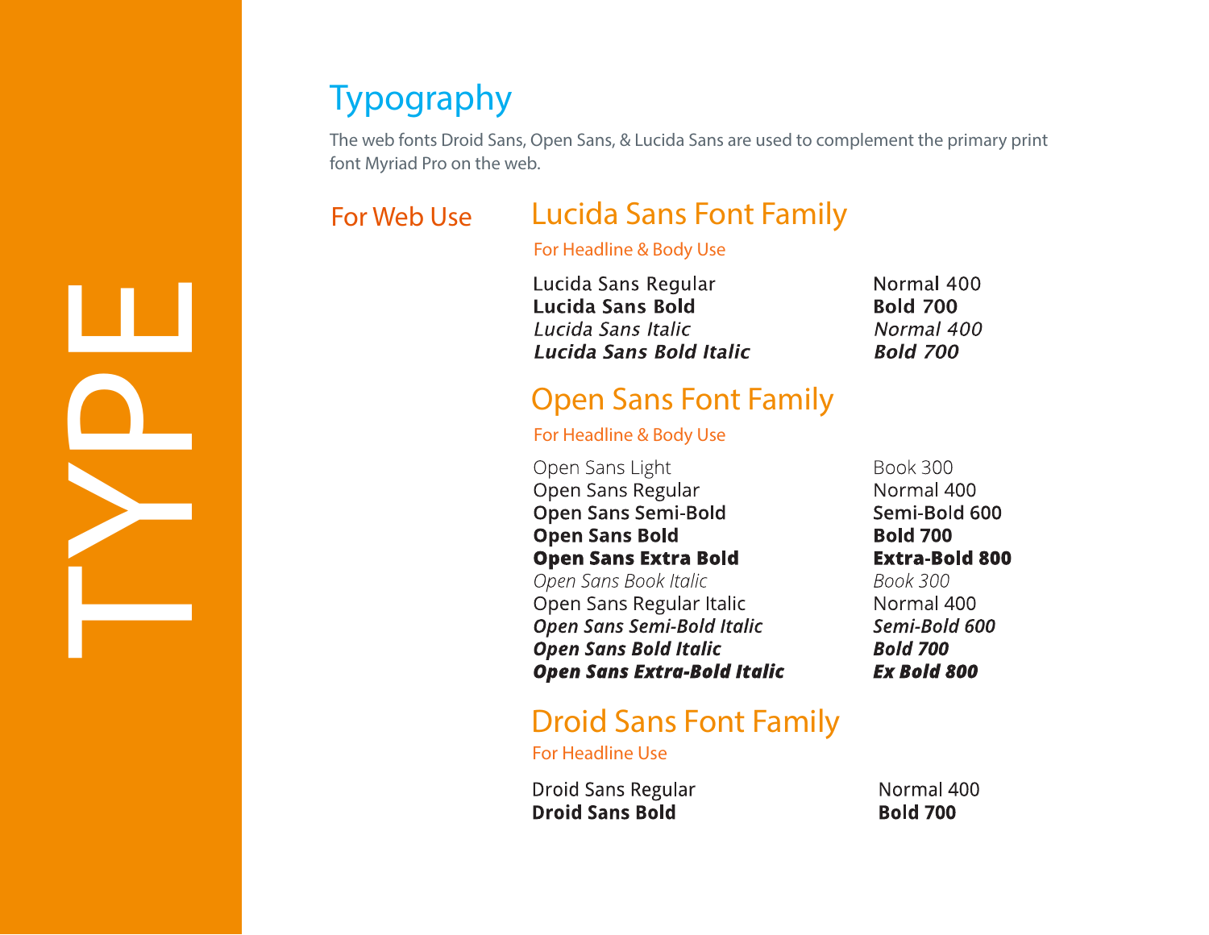TYPE

# Typography

The web fonts Droid Sans, Open Sans, & Lucida Sans are used to complement the primary print font Myriad Pro on the web.

## For Web Use

### Lucida Sans Font Family

For Headline & Body Use

| | |
|---|---|
| Lucida Sans Regular | Normal 400 |
| **Lucida Sans Bold** | **Bold 700** |
| *Lucida Sans Italic* | *Normal 400* |
| ***Lucida Sans Bold Italic*** | ***Bold 700*** |

### Open Sans Font Family

For Headline & Body Use

| | |
|---|---|
| Open Sans Light | Book 300 |
| Open Sans Regular | Normal 400 |
| Open Sans Semi-Bold | Semi-Bold 600 |
| **Open Sans Bold** | **Bold 700** |
| **Open Sans Extra Bold** | **Extra-Bold 800** |
| *Open Sans Book Italic* | *Book 300* |
| Open Sans Regular Italic | Normal 400 |
| *Open Sans Semi-Bold Italic* | *Semi-Bold 600* |
| ***Open Sans Bold Italic*** | ***Bold 700*** |
| ***Open Sans Extra-Bold Italic*** | ***Ex Bold 800*** |

### Droid Sans Font Family

For Headline Use

| | |
|---|---|
| Droid Sans Regular | Normal 400 |
| **Droid Sans Bold** | **Bold 700** |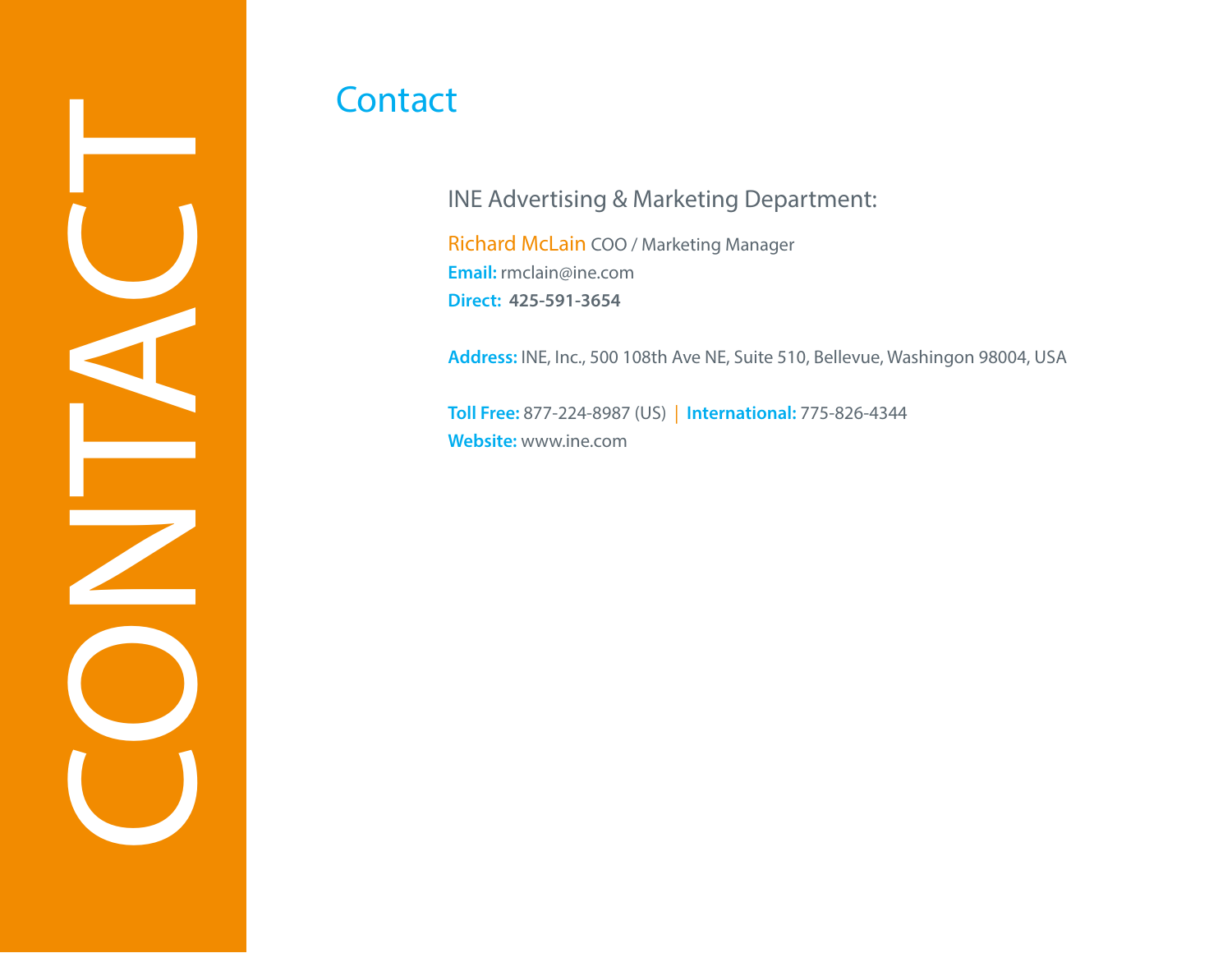CONTACT

# Contact

INE Advertising & Marketing Department:

Richard McLain COO / Marketing Manager
**Email:** rmclain@ine.com
**Direct:** **425-591-3654**

**Address:** INE, Inc., 500 108th Ave NE, Suite 510, Bellevue, Washingon 98004, USA

**Toll Free:** 877-224-8987 (US) | **International:** 775-826-4344
**Website:** www.ine.com